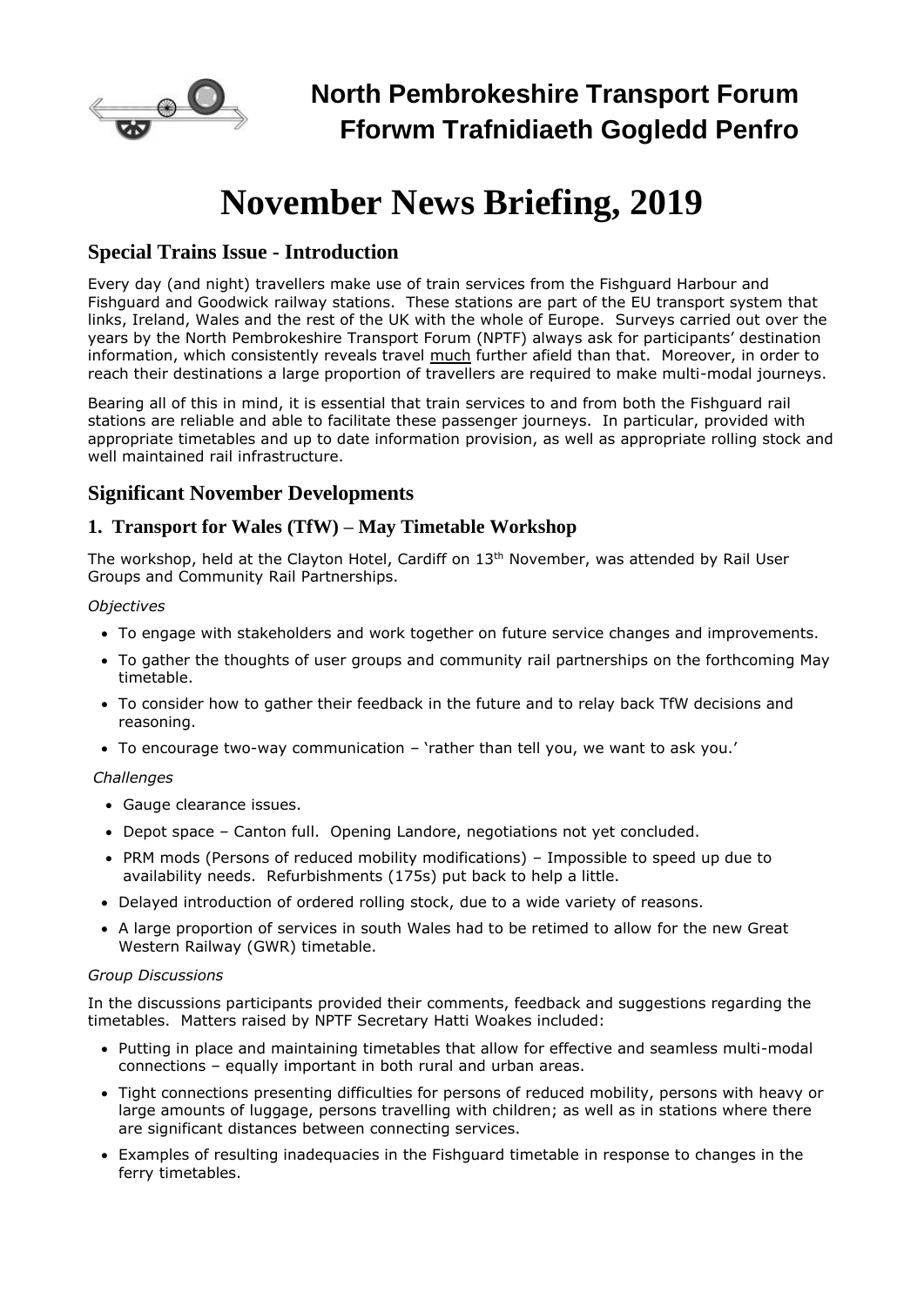# North Pembrokeshire Transport Forum
# Fforwm Trafnidiaeth Gogledd Penfro

# November News Briefing, 2019

## Special Trains Issue - Introduction

Every day (and night) travellers make use of train services from the Fishguard Harbour and Fishguard and Goodwick railway stations. These stations are part of the EU transport system that links, Ireland, Wales and the rest of the UK with the whole of Europe. Surveys carried out over the years by the North Pembrokeshire Transport Forum (NPTF) always ask for participants' destination information, which consistently reveals travel much further afield than that. Moreover, in order to reach their destinations a large proportion of travellers are required to make multi-modal journeys.

Bearing all of this in mind, it is essential that train services to and from both the Fishguard rail stations are reliable and able to facilitate these passenger journeys. In particular, provided with appropriate timetables and up to date information provision, as well as appropriate rolling stock and well maintained rail infrastructure.

## Significant November Developments

### 1. Transport for Wales (TfW) – May Timetable Workshop

The workshop, held at the Clayton Hotel, Cardiff on 13th November, was attended by Rail User Groups and Community Rail Partnerships.

*Objectives*

- To engage with stakeholders and work together on future service changes and improvements.
- To gather the thoughts of user groups and community rail partnerships on the forthcoming May timetable.
- To consider how to gather their feedback in the future and to relay back TfW decisions and reasoning.
- To encourage two-way communication – 'rather than tell you, we want to ask you.'

*Challenges*

- Gauge clearance issues.
- Depot space – Canton full. Opening Landore, negotiations not yet concluded.
- PRM mods (Persons of reduced mobility modifications) – Impossible to speed up due to availability needs. Refurbishments (175s) put back to help a little.
- Delayed introduction of ordered rolling stock, due to a wide variety of reasons.
- A large proportion of services in south Wales had to be retimed to allow for the new Great Western Railway (GWR) timetable.

*Group Discussions*

In the discussions participants provided their comments, feedback and suggestions regarding the timetables. Matters raised by NPTF Secretary Hatti Woakes included:

- Putting in place and maintaining timetables that allow for effective and seamless multi-modal connections – equally important in both rural and urban areas.
- Tight connections presenting difficulties for persons of reduced mobility, persons with heavy or large amounts of luggage, persons travelling with children; as well as in stations where there are significant distances between connecting services.
- Examples of resulting inadequacies in the Fishguard timetable in response to changes in the ferry timetables.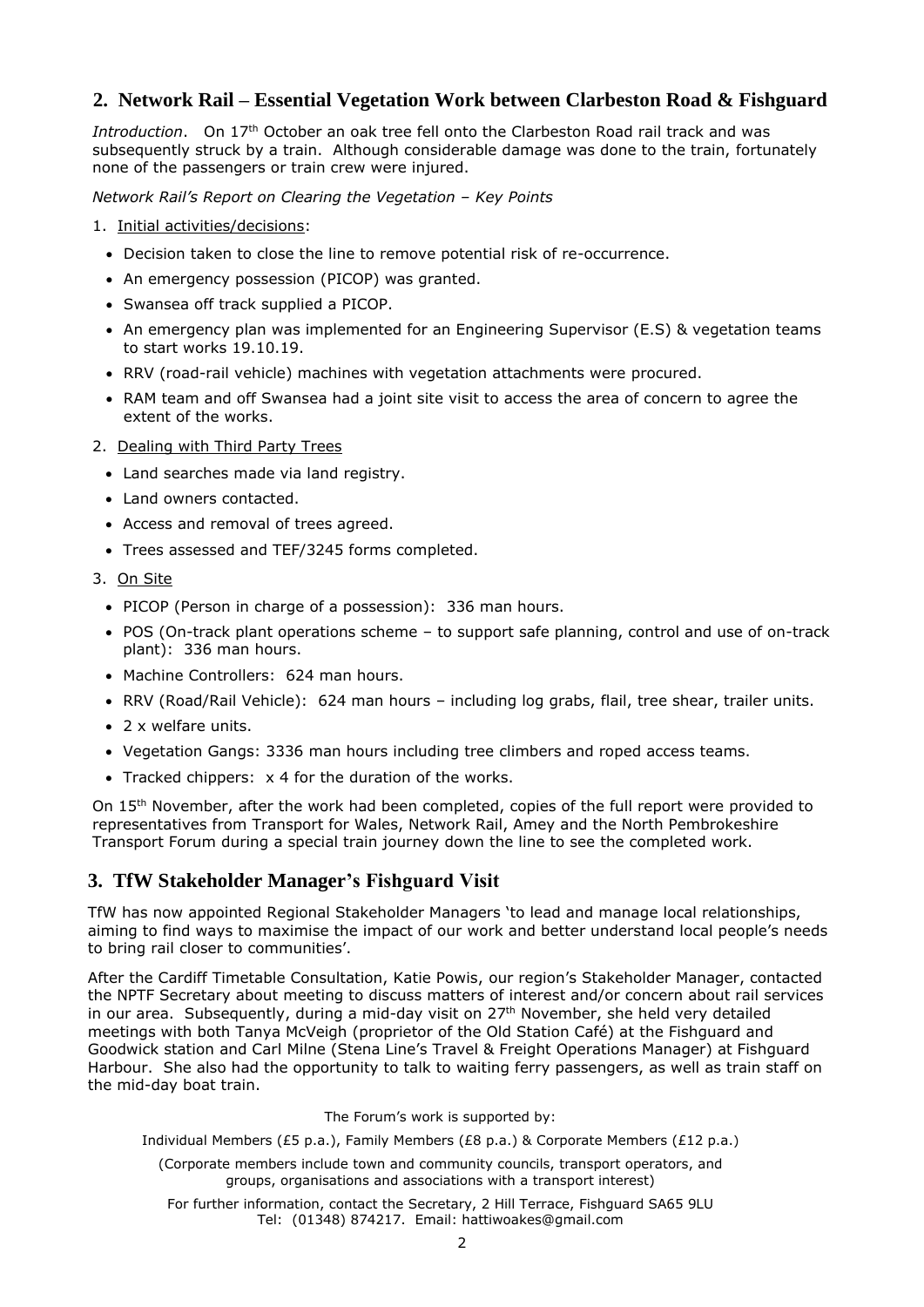## 2. Network Rail – Essential Vegetation Work between Clarbeston Road & Fishguard

*Introduction*. On 17th October an oak tree fell onto the Clarbeston Road rail track and was subsequently struck by a train. Although considerable damage was done to the train, fortunately none of the passengers or train crew were injured.

*Network Rail's Report on Clearing the Vegetation – Key Points*

1. Initial activities/decisions:
   - Decision taken to close the line to remove potential risk of re-occurrence.
   - An emergency possession (PICOP) was granted.
   - Swansea off track supplied a PICOP.
   - An emergency plan was implemented for an Engineering Supervisor (E.S) & vegetation teams to start works 19.10.19.
   - RRV (road-rail vehicle) machines with vegetation attachments were procured.
   - RAM team and off Swansea had a joint site visit to access the area of concern to agree the extent of the works.

2. Dealing with Third Party Trees
   - Land searches made via land registry.
   - Land owners contacted.
   - Access and removal of trees agreed.
   - Trees assessed and TEF/3245 forms completed.

3. On Site
   - PICOP (Person in charge of a possession): 336 man hours.
   - POS (On-track plant operations scheme – to support safe planning, control and use of on-track plant): 336 man hours.
   - Machine Controllers: 624 man hours.
   - RRV (Road/Rail Vehicle): 624 man hours – including log grabs, flail, tree shear, trailer units.
   - 2 x welfare units.
   - Vegetation Gangs: 3336 man hours including tree climbers and roped access teams.
   - Tracked chippers: x 4 for the duration of the works.

On 15th November, after the work had been completed, copies of the full report were provided to representatives from Transport for Wales, Network Rail, Amey and the North Pembrokeshire Transport Forum during a special train journey down the line to see the completed work.

## 3. TfW Stakeholder Manager's Fishguard Visit

TfW has now appointed Regional Stakeholder Managers 'to lead and manage local relationships, aiming to find ways to maximise the impact of our work and better understand local people's needs to bring rail closer to communities'.

After the Cardiff Timetable Consultation, Katie Powis, our region's Stakeholder Manager, contacted the NPTF Secretary about meeting to discuss matters of interest and/or concern about rail services in our area. Subsequently, during a mid-day visit on 27th November, she held very detailed meetings with both Tanya McVeigh (proprietor of the Old Station Café) at the Fishguard and Goodwick station and Carl Milne (Stena Line's Travel & Freight Operations Manager) at Fishguard Harbour. She also had the opportunity to talk to waiting ferry passengers, as well as train staff on the mid-day boat train.

The Forum's work is supported by:

Individual Members (£5 p.a.), Family Members (£8 p.a.) & Corporate Members (£12 p.a.)

(Corporate members include town and community councils, transport operators, and groups, organisations and associations with a transport interest)

For further information, contact the Secretary, 2 Hill Terrace, Fishguard SA65 9LU
Tel: (01348) 874217. Email: hattiwoakes@gmail.com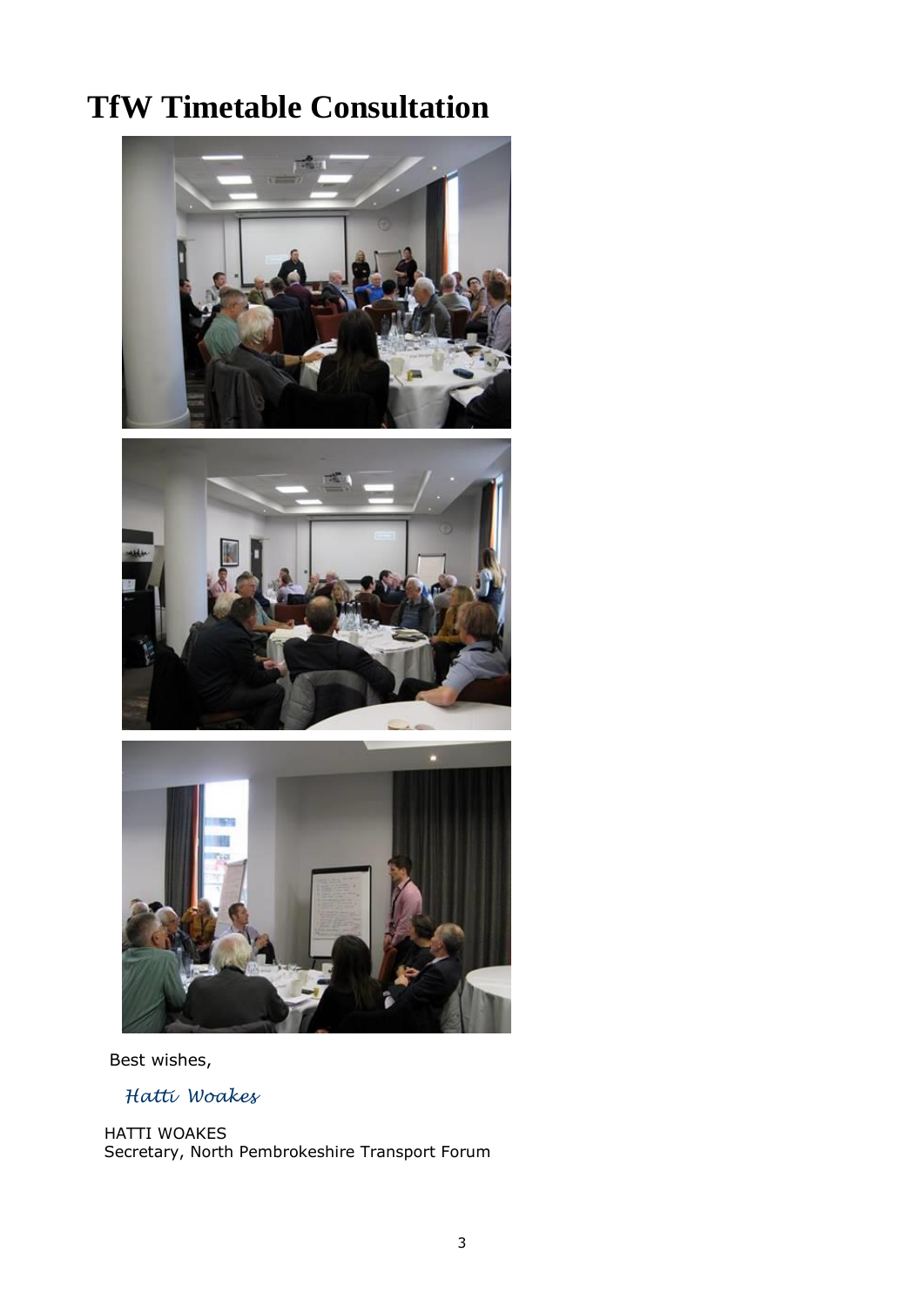# TfW Timetable Consultation

Best wishes,

*Hatti Woakes*

HATTI WOAKES
Secretary, North Pembrokeshire Transport Forum